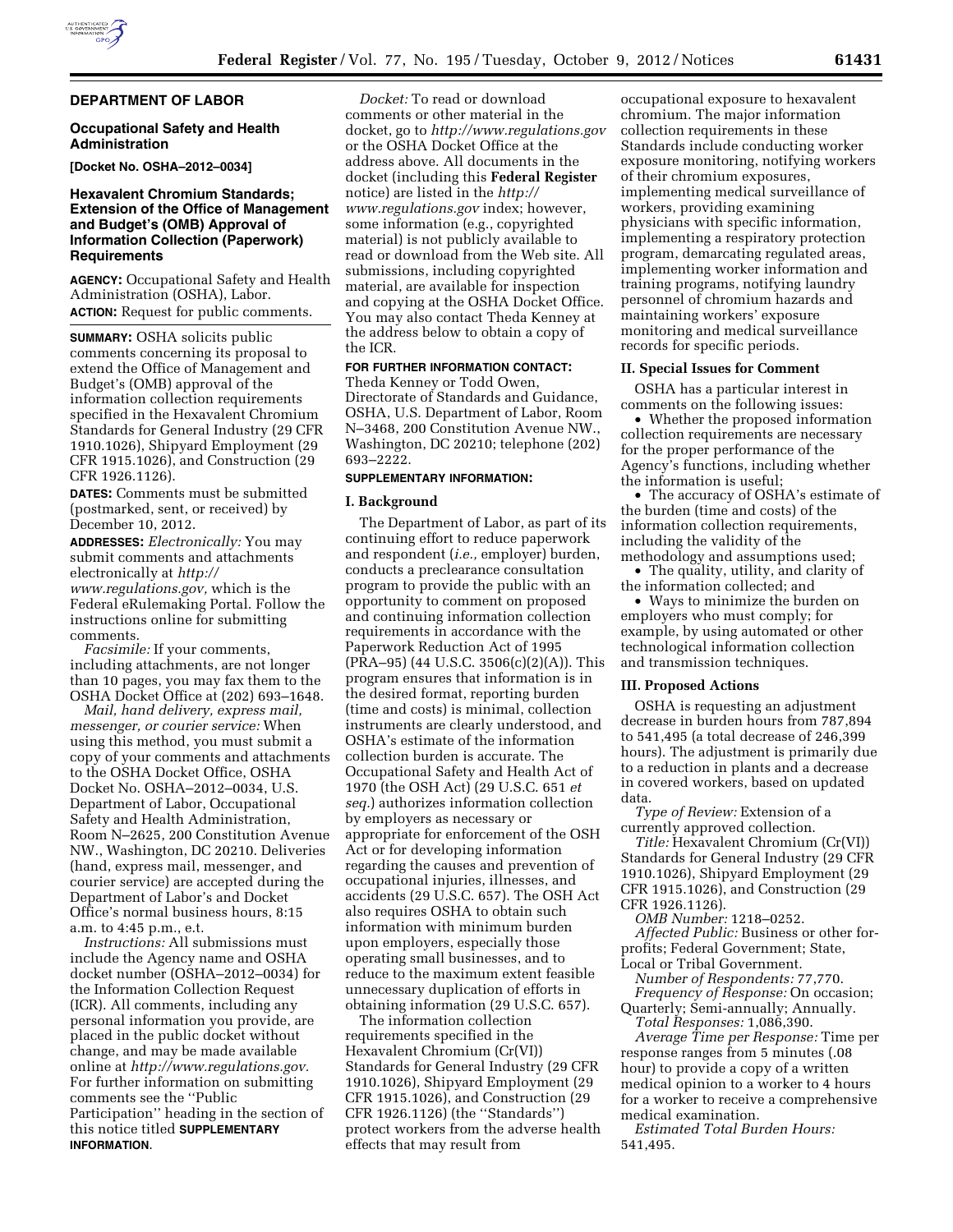## DEPARTMENT OF LABOR

### Occupational Safety and Health Administration

**[Docket No. OSHA–2012–0034]**

### Hexavalent Chromium Standards; Extension of the Office of Management and Budget's (OMB) Approval of Information Collection (Paperwork) Requirements

**AGENCY:** Occupational Safety and Health Administration (OSHA), Labor.

**ACTION:** Request for public comments.

**SUMMARY:** OSHA solicits public comments concerning its proposal to extend the Office of Management and Budget's (OMB) approval of the information collection requirements specified in the Hexavalent Chromium Standards for General Industry (29 CFR 1910.1026), Shipyard Employment (29 CFR 1915.1026), and Construction (29 CFR 1926.1126).

**DATES:** Comments must be submitted (postmarked, sent, or received) by December 10, 2012.

**ADDRESSES:** *Electronically:* You may submit comments and attachments electronically at *http://www.regulations.gov,* which is the Federal eRulemaking Portal. Follow the instructions online for submitting comments.

*Facsimile:* If your comments, including attachments, are not longer than 10 pages, you may fax them to the OSHA Docket Office at (202) 693–1648.

*Mail, hand delivery, express mail, messenger, or courier service:* When using this method, you must submit a copy of your comments and attachments to the OSHA Docket Office, OSHA Docket No. OSHA–2012–0034, U.S. Department of Labor, Occupational Safety and Health Administration, Room N–2625, 200 Constitution Avenue NW., Washington, DC 20210. Deliveries (hand, express mail, messenger, and courier service) are accepted during the Department of Labor's and Docket Office's normal business hours, 8:15 a.m. to 4:45 p.m., e.t.

*Instructions:* All submissions must include the Agency name and OSHA docket number (OSHA–2012–0034) for the Information Collection Request (ICR). All comments, including any personal information you provide, are placed in the public docket without change, and may be made available online at *http://www.regulations.gov.* For further information on submitting comments see the "Public Participation" heading in the section of this notice titled **SUPPLEMENTARY INFORMATION**.

*Docket:* To read or download comments or other material in the docket, go to *http://www.regulations.gov* or the OSHA Docket Office at the address above. All documents in the docket (including this **Federal Register** notice) are listed in the *http://www.regulations.gov* index; however, some information (e.g., copyrighted material) is not publicly available to read or download from the Web site. All submissions, including copyrighted material, are available for inspection and copying at the OSHA Docket Office. You may also contact Theda Kenney at the address below to obtain a copy of the ICR.

**FOR FURTHER INFORMATION CONTACT:** Theda Kenney or Todd Owen, Directorate of Standards and Guidance, OSHA, U.S. Department of Labor, Room N–3468, 200 Constitution Avenue NW., Washington, DC 20210; telephone (202) 693–2222.

**SUPPLEMENTARY INFORMATION:**

#### I. Background

The Department of Labor, as part of its continuing effort to reduce paperwork and respondent (*i.e.,* employer) burden, conducts a preclearance consultation program to provide the public with an opportunity to comment on proposed and continuing information collection requirements in accordance with the Paperwork Reduction Act of 1995 (PRA–95) (44 U.S.C. 3506(c)(2)(A)). This program ensures that information is in the desired format, reporting burden (time and costs) is minimal, collection instruments are clearly understood, and OSHA's estimate of the information collection burden is accurate. The Occupational Safety and Health Act of 1970 (the OSH Act) (29 U.S.C. 651 *et seq.*) authorizes information collection by employers as necessary or appropriate for enforcement of the OSH Act or for developing information regarding the causes and prevention of occupational injuries, illnesses, and accidents (29 U.S.C. 657). The OSH Act also requires OSHA to obtain such information with minimum burden upon employers, especially those operating small businesses, and to reduce to the maximum extent feasible unnecessary duplication of efforts in obtaining information (29 U.S.C. 657).

The information collection requirements specified in the Hexavalent Chromium (Cr(VI)) Standards for General Industry (29 CFR 1910.1026), Shipyard Employment (29 CFR 1915.1026), and Construction (29 CFR 1926.1126) (the "Standards") protect workers from the adverse health effects that may result from occupational exposure to hexavalent chromium. The major information collection requirements in these Standards include conducting worker exposure monitoring, notifying workers of their chromium exposures, implementing medical surveillance of workers, providing examining physicians with specific information, implementing a respiratory protection program, demarcating regulated areas, implementing worker information and training programs, notifying laundry personnel of chromium hazards and maintaining workers' exposure monitoring and medical surveillance records for specific periods.

#### II. Special Issues for Comment

OSHA has a particular interest in comments on the following issues:

- Whether the proposed information collection requirements are necessary for the proper performance of the Agency's functions, including whether the information is useful;
- The accuracy of OSHA's estimate of the burden (time and costs) of the information collection requirements, including the validity of the methodology and assumptions used;
- The quality, utility, and clarity of the information collected; and
- Ways to minimize the burden on employers who must comply; for example, by using automated or other technological information collection and transmission techniques.

#### III. Proposed Actions

OSHA is requesting an adjustment decrease in burden hours from 787,894 to 541,495 (a total decrease of 246,399 hours). The adjustment is primarily due to a reduction in plants and a decrease in covered workers, based on updated data.

*Type of Review:* Extension of a currently approved collection.

*Title:* Hexavalent Chromium (Cr(VI)) Standards for General Industry (29 CFR 1910.1026), Shipyard Employment (29 CFR 1915.1026), and Construction (29 CFR 1926.1126).

*OMB Number:* 1218–0252.

*Affected Public:* Business or other for-profits; Federal Government; State, Local or Tribal Government.

*Number of Respondents:* 77,770.

*Frequency of Response:* On occasion; Quarterly; Semi-annually; Annually.

*Total Responses:* 1,086,390.

*Average Time per Response:* Time per response ranges from 5 minutes (.08 hour) to provide a copy of a written medical opinion to a worker to 4 hours for a worker to receive a comprehensive medical examination.

*Estimated Total Burden Hours:* 541,495.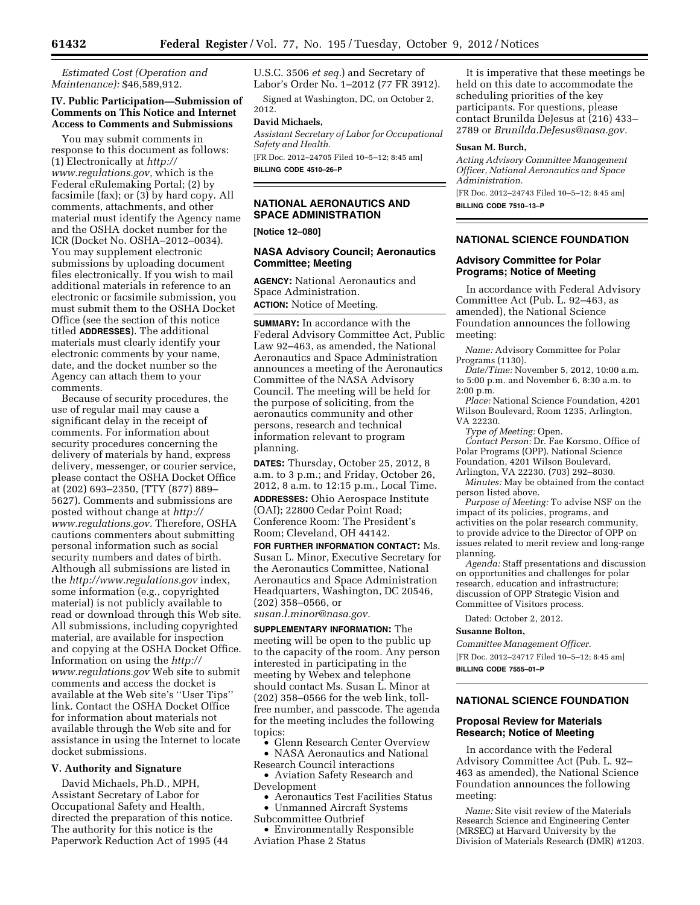*Estimated Cost (Operation and Maintenance):* $46,589,912.

## IV. Public Participation—Submission of Comments on This Notice and Internet Access to Comments and Submissions

You may submit comments in response to this document as follows: (1) Electronically at *http://www.regulations.gov,* which is the Federal eRulemaking Portal; (2) by facsimile (fax); or (3) by hard copy. All comments, attachments, and other material must identify the Agency name and the OSHA docket number for the ICR (Docket No. OSHA–2012–0034). You may supplement electronic submissions by uploading document files electronically. If you wish to mail additional materials in reference to an electronic or facsimile submission, you must submit them to the OSHA Docket Office (see the section of this notice titled **ADDRESSES**). The additional materials must clearly identify your electronic comments by your name, date, and the docket number so the Agency can attach them to your comments.

Because of security procedures, the use of regular mail may cause a significant delay in the receipt of comments. For information about security procedures concerning the delivery of materials by hand, express delivery, messenger, or courier service, please contact the OSHA Docket Office at (202) 693–2350, (TTY (877) 889–5627). Comments and submissions are posted without change at *http://www.regulations.gov.* Therefore, OSHA cautions commenters about submitting personal information such as social security numbers and dates of birth. Although all submissions are listed in the *http://www.regulations.gov* index, some information (e.g., copyrighted material) is not publicly available to read or download through this Web site. All submissions, including copyrighted material, are available for inspection and copying at the OSHA Docket Office. Information on using the *http://www.regulations.gov* Web site to submit comments and access the docket is available at the Web site's ''User Tips'' link. Contact the OSHA Docket Office for information about materials not available through the Web site and for assistance in using the Internet to locate docket submissions.

## V. Authority and Signature

David Michaels, Ph.D., MPH, Assistant Secretary of Labor for Occupational Safety and Health, directed the preparation of this notice. The authority for this notice is the Paperwork Reduction Act of 1995 (44 U.S.C. 3506 *et seq.*) and Secretary of Labor's Order No. 1–2012 (77 FR 3912).

Signed at Washington, DC, on October 2, 2012.

**David Michaels,**

*Assistant Secretary of Labor for Occupational Safety and Health.*

[FR Doc. 2012–24705 Filed 10–5–12; 8:45 am]

**BILLING CODE 4510–26–P**

---

# NATIONAL AERONAUTICS AND SPACE ADMINISTRATION

**[Notice 12–080]**

## NASA Advisory Council; Aeronautics Committee; Meeting

**AGENCY:** National Aeronautics and Space Administration.

**ACTION:** Notice of Meeting.

**SUMMARY:** In accordance with the Federal Advisory Committee Act, Public Law 92–463, as amended, the National Aeronautics and Space Administration announces a meeting of the Aeronautics Committee of the NASA Advisory Council. The meeting will be held for the purpose of soliciting, from the aeronautics community and other persons, research and technical information relevant to program planning.

**DATES:** Thursday, October 25, 2012, 8 a.m. to 3 p.m.; and Friday, October 26, 2012, 8 a.m. to 12:15 p.m., Local Time.

**ADDRESSES:** Ohio Aerospace Institute (OAI); 22800 Cedar Point Road; Conference Room: The President's Room; Cleveland, OH 44142.

**FOR FURTHER INFORMATION CONTACT:** Ms. Susan L. Minor, Executive Secretary for the Aeronautics Committee, National Aeronautics and Space Administration Headquarters, Washington, DC 20546, (202) 358–0566, or *susan.l.minor@nasa.gov.*

**SUPPLEMENTARY INFORMATION:** The meeting will be open to the public up to the capacity of the room. Any person interested in participating in the meeting by Webex and telephone should contact Ms. Susan L. Minor at (202) 358–0566 for the web link, toll-free number, and passcode. The agenda for the meeting includes the following topics:

- Glenn Research Center Overview
- NASA Aeronautics and National Research Council interactions
- Aviation Safety Research and Development
- Aeronautics Test Facilities Status
- Unmanned Aircraft Systems Subcommittee Outbrief
- Environmentally Responsible Aviation Phase 2 Status

It is imperative that these meetings be held on this date to accommodate the scheduling priorities of the key participants. For questions, please contact Brunilda DeJesus at (216) 433–2789 or *Brunilda.DeJesus@nasa.gov.*

**Susan M. Burch,**

*Acting Advisory Committee Management Officer, National Aeronautics and Space Administration.*

[FR Doc. 2012–24743 Filed 10–5–12; 8:45 am]

**BILLING CODE 7510–13–P**

---

# NATIONAL SCIENCE FOUNDATION

## Advisory Committee for Polar Programs; Notice of Meeting

In accordance with Federal Advisory Committee Act (Pub. L. 92–463, as amended), the National Science Foundation announces the following meeting:

*Name:* Advisory Committee for Polar Programs (1130).

*Date/Time:* November 5, 2012, 10:00 a.m. to 5:00 p.m. and November 6, 8:30 a.m. to 2:00 p.m.

*Place:* National Science Foundation, 4201 Wilson Boulevard, Room 1235, Arlington, VA 22230.

*Type of Meeting:* Open.

*Contact Person:* Dr. Fae Korsmo, Office of Polar Programs (OPP). National Science Foundation, 4201 Wilson Boulevard, Arlington, VA 22230. (703) 292–8030.

*Minutes:* May be obtained from the contact person listed above.

*Purpose of Meeting:* To advise NSF on the impact of its policies, programs, and activities on the polar research community, to provide advice to the Director of OPP on issues related to merit review and long-range planning.

*Agenda:* Staff presentations and discussion on opportunities and challenges for polar research, education and infrastructure; discussion of OPP Strategic Vision and Committee of Visitors process.

Dated: October 2, 2012.

**Susanne Bolton,**

*Committee Management Officer.*

[FR Doc. 2012–24717 Filed 10–5–12; 8:45 am]

**BILLING CODE 7555–01–P**

---

# NATIONAL SCIENCE FOUNDATION

## Proposal Review for Materials Research; Notice of Meeting

In accordance with the Federal Advisory Committee Act (Pub. L. 92–463 as amended), the National Science Foundation announces the following meeting:

*Name:* Site visit review of the Materials Research Science and Engineering Center (MRSEC) at Harvard University by the Division of Materials Research (DMR) #1203.